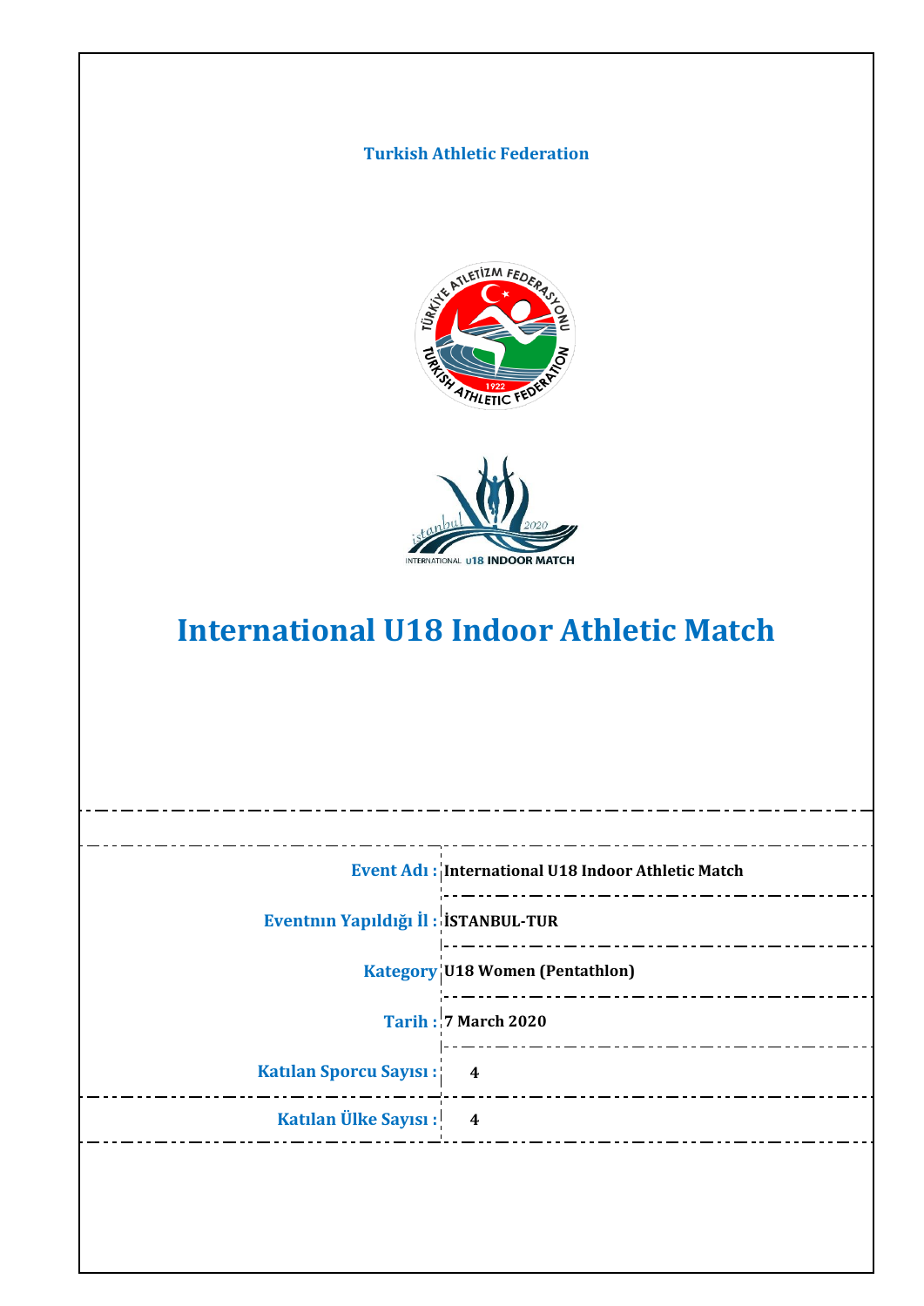**Turkish Athletic Federation**

# International U18 Indoor Athletic Match

| | |
|---|---|
| **Event Adı :** | **International U18 Indoor Athletic Match** |
| **Eventnın Yapıldığı İl :** | **İSTANBUL-TUR** |
| **Kategory** | **U18 Women (Pentathlon)** |
| **Tarih :** | **7 March 2020** |
| **Katılan Sporcu Sayısı :** | **4** |
| **Katılan Ülke Sayısı :** | **4** |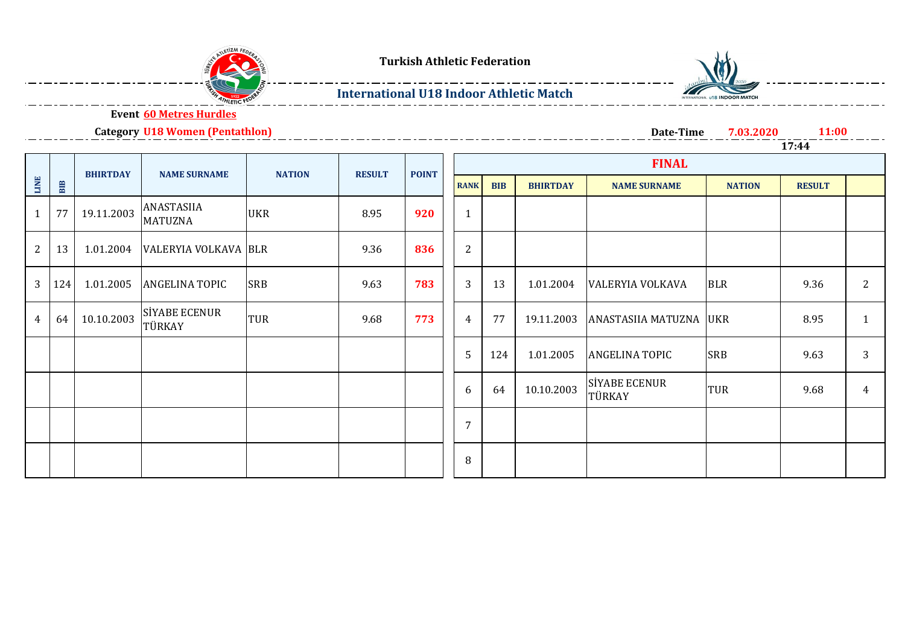**Turkish Athletic Federation**

**International U18 Indoor Athletic Match**

**Event** **60 Metres Hurdles**

**Category** **U18 Women (Pentathlon)**

**Date-Time** **7.03.2020** **11:00**

**17:44**

| LINE | BIB | BHIRTDAY | NAME SURNAME | NATION | RESULT | POINT |
|---|---|---|---|---|---|---|
| 1 | 77 | 19.11.2003 | ANASTASIIA MATUZNA | UKR | 8.95 | **920** |
| 2 | 13 | 1.01.2004 | VALERYIA VOLKAVA | BLR | 9.36 | **836** |
| 3 | 124 | 1.01.2005 | ANGELINA TOPIC | SRB | 9.63 | **783** |
| 4 | 64 | 10.10.2003 | SİYABE ECENUR TÜRKAY | TUR | 9.68 | **773** |
| | | | | | | |
| | | | | | | |
| | | | | | | |
| | | | | | | |

**FINAL**

| RANK | BIB | BHIRTDAY | NAME SURNAME | NATION | RESULT | |
|---|---|---|---|---|---|---|
| 1 | | | | | | |
| 2 | | | | | | |
| 3 | 13 | 1.01.2004 | VALERYIA VOLKAVA | BLR | 9.36 | 2 |
| 4 | 77 | 19.11.2003 | ANASTASIIA MATUZNA | UKR | 8.95 | 1 |
| 5 | 124 | 1.01.2005 | ANGELINA TOPIC | SRB | 9.63 | 3 |
| 6 | 64 | 10.10.2003 | SİYABE ECENUR TÜRKAY | TUR | 9.68 | 4 |
| 7 | | | | | | |
| 8 | | | | | | |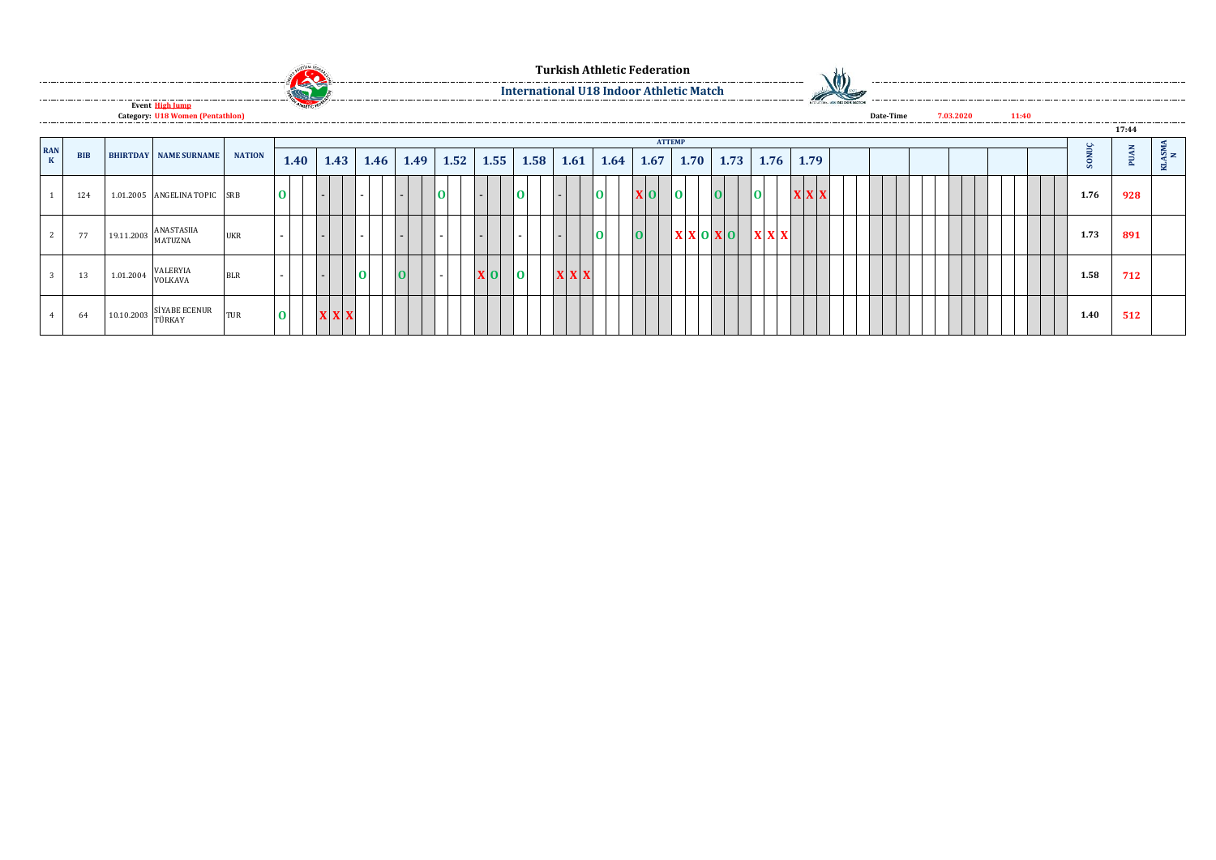# Turkish Athletic Federation

## International U18 Indoor Athletic Match

**Event** High Jump
**Category:** U18 Women (Pentathlon)

Date-Time 7.03.2020 11:40

17:44

| RANK | BIB | BHIRTDAY | NAME SURNAME | NATION | 1.40 | 1.43 | 1.46 | 1.49 | 1.52 | 1.55 | 1.58 | 1.61 | 1.64 | 1.67 | 1.70 | 1.73 | 1.76 | 1.79 | SONUÇ | PUAN | KLASMAN |
|---|---|---|---|---|---|---|---|---|---|---|---|---|---|---|---|---|---|---|---|---|---|
| 1 | 124 | 1.01.2005 | ANGELINA TOPIC | SRB | O | - | - | - | O | - | O | - | O | X O | O | O | O | X X X | 1.76 | 928 | |
| 2 | 77 | 19.11.2003 | ANASTASIIA MATUZNA | UKR | - | - | - | - | - | - | - | - | O | O | X X O | X O | X X X | | 1.73 | 891 | |
| 3 | 13 | 1.01.2004 | VALERYIA VOLKAVA | BLR | - | - | O | O | - | X O | O | X X X | | | | | | | 1.58 | 712 | |
| 4 | 64 | 10.10.2003 | SİYABE ECENUR TÜRKAY | TUR | O | X X X | | | | | | | | | | | | | 1.40 | 512 | |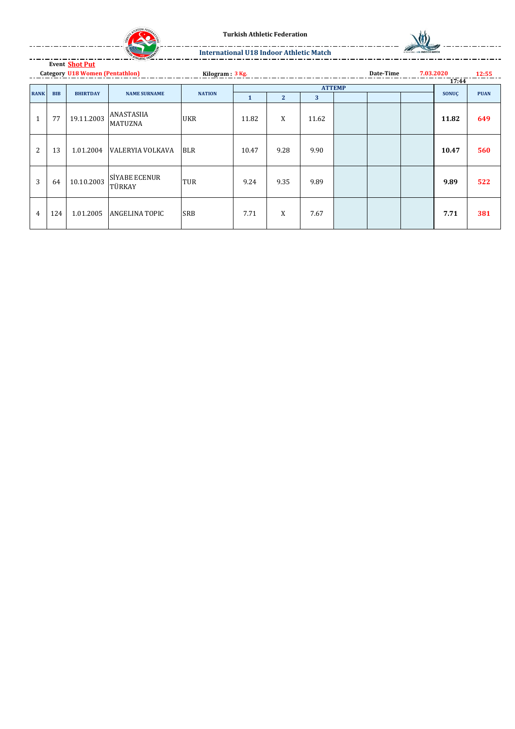**Turkish Athletic Federation**

**International U18 Indoor Athletic Match**

**Event** **Shot Put**

**Category** **U18 Women (Pentathlon)** **Kilogram :** **3 Kg.** **Date-Time** **7.03.2020** **12:55** **17:44**

| RANK | BIB | BHIRTDAY | NAME SURNAME | NATION | ATTEMP | | | | | | SONUÇ | PUAN |
|---|---|---|---|---|---|---|---|---|---|---|---|---|
| | | | | | 1 | 2 | 3 | | | | | |
| 1 | 77 | 19.11.2003 | ANASTASIIA MATUZNA | UKR | 11.82 | X | 11.62 | | | | **11.82** | **649** |
| 2 | 13 | 1.01.2004 | VALERYIA VOLKAVA | BLR | 10.47 | 9.28 | 9.90 | | | | **10.47** | **560** |
| 3 | 64 | 10.10.2003 | SİYABE ECENUR TÜRKAY | TUR | 9.24 | 9.35 | 9.89 | | | | **9.89** | **522** |
| 4 | 124 | 1.01.2005 | ANGELINA TOPIC | SRB | 7.71 | X | 7.67 | | | | **7.71** | **381** |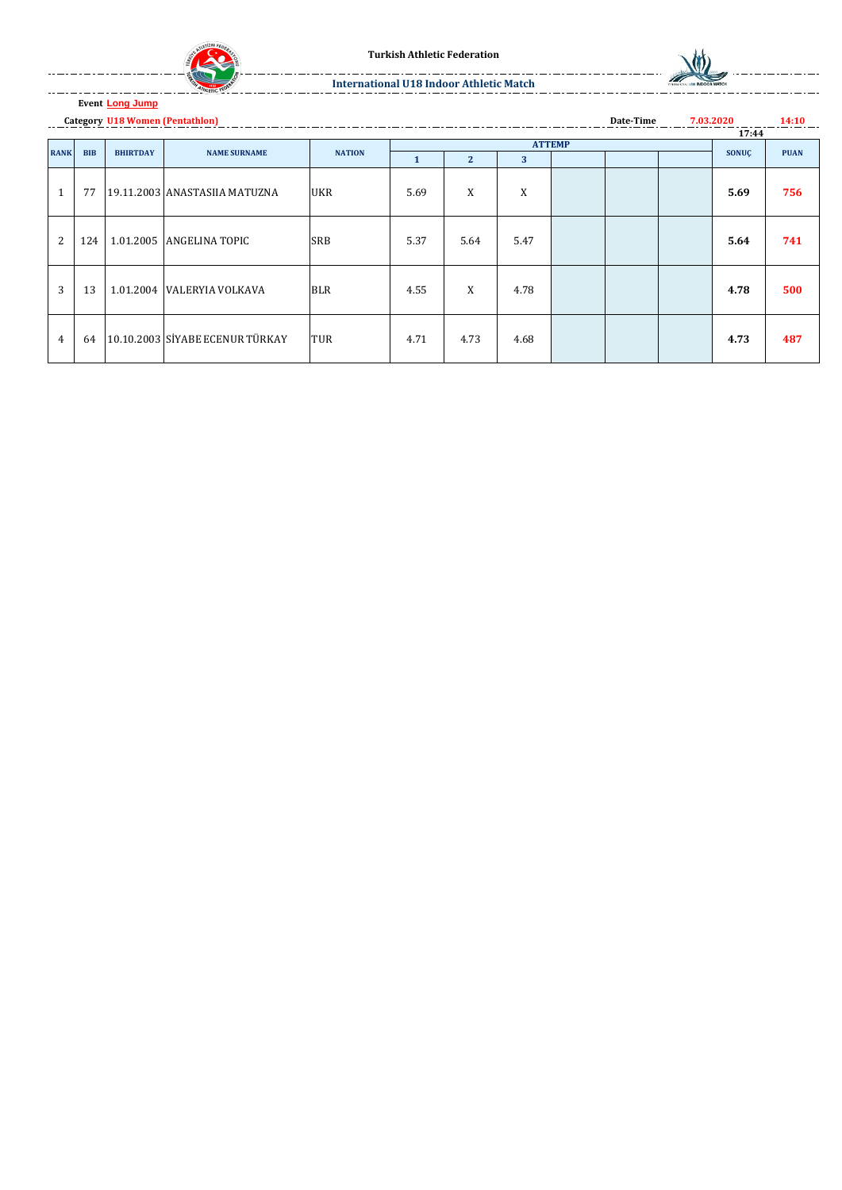**Turkish Athletic Federation**

**International U18 Indoor Athletic Match**

**Event** Long Jump

**Category** U18 Women (Pentathlon) **Date-Time** 7.03.2020 14:10

17:44

| RANK | BIB | BHIRTDAY | NAME SURNAME | NATION | ATTEMP | | | | | | SONUÇ | PUAN |
|---|---|---|---|---|---|---|---|---|---|---|---|---|
| | | | | | 1 | 2 | 3 | | | | | |
| 1 | 77 | 19.11.2003 | ANASTASIIA MATUZNA | UKR | 5.69 | X | X | | | | **5.69** | **756** |
| 2 | 124 | 1.01.2005 | ANGELINA TOPIC | SRB | 5.37 | 5.64 | 5.47 | | | | **5.64** | **741** |
| 3 | 13 | 1.01.2004 | VALERYIA VOLKAVA | BLR | 4.55 | X | 4.78 | | | | **4.78** | **500** |
| 4 | 64 | 10.10.2003 | SİYABE ECENUR TÜRKAY | TUR | 4.71 | 4.73 | 4.68 | | | | **4.73** | **487** |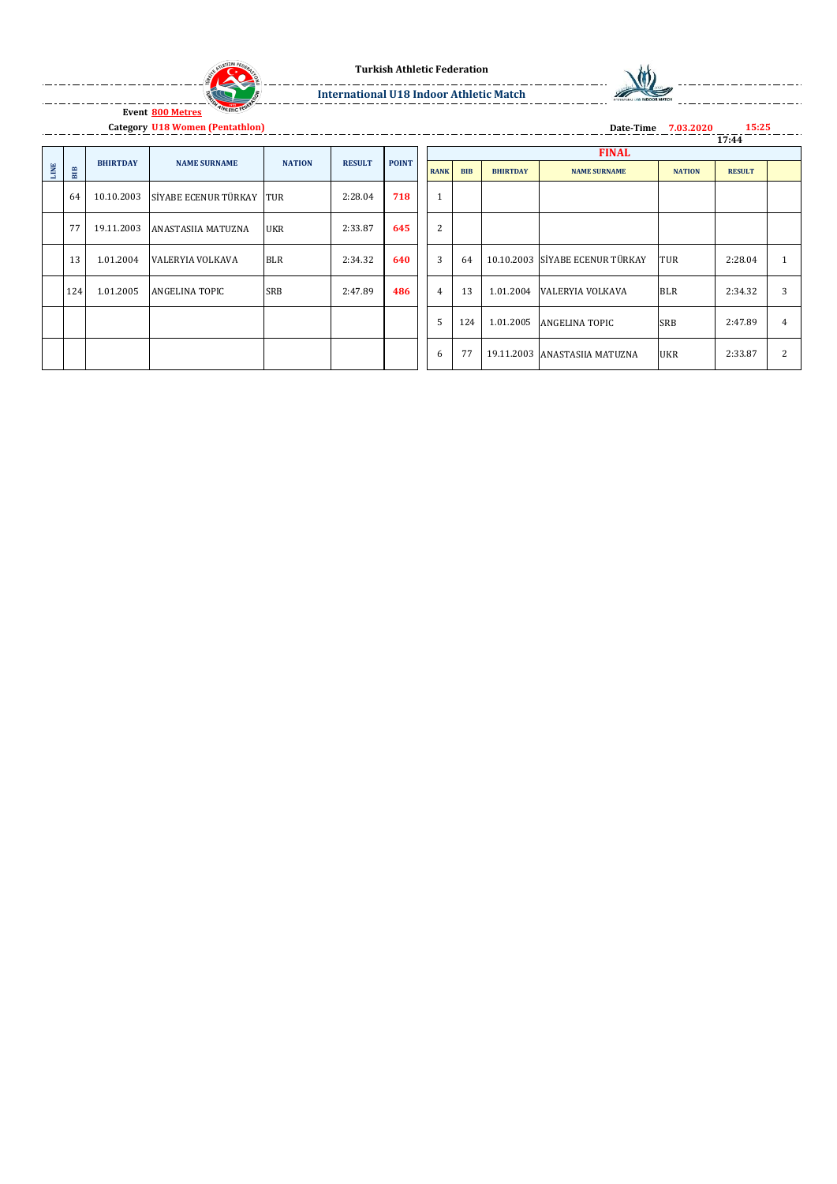**Turkish Athletic Federation**

**International U18 Indoor Athletic Match**

**Event** 800 Metres

**Category** U18 Women (Pentathlon)

**Date-Time** 7.03.2020 15:25

17:44

| LINE | BIB | BHIRTDAY | NAME SURNAME | NATION | RESULT | POINT |
|---|---|---|---|---|---|---|
| | 64 | 10.10.2003 | SİYABE ECENUR TÜRKAY | TUR | 2:28.04 | 718 |
| | 77 | 19.11.2003 | ANASTASIIA MATUZNA | UKR | 2:33.87 | 645 |
| | 13 | 1.01.2004 | VALERYIA VOLKAVA | BLR | 2:34.32 | 640 |
| | 124 | 1.01.2005 | ANGELINA TOPIC | SRB | 2:47.89 | 486 |
| | | | | | | |
| | | | | | | |

**FINAL**

| RANK | BIB | BHIRTDAY | NAME SURNAME | NATION | RESULT | |
|---|---|---|---|---|---|---|
| 1 | | | | | | |
| 2 | | | | | | |
| 3 | 64 | 10.10.2003 | SİYABE ECENUR TÜRKAY | TUR | 2:28.04 | 1 |
| 4 | 13 | 1.01.2004 | VALERYIA VOLKAVA | BLR | 2:34.32 | 3 |
| 5 | 124 | 1.01.2005 | ANGELINA TOPIC | SRB | 2:47.89 | 4 |
| 6 | 77 | 19.11.2003 | ANASTASIIA MATUZNA | UKR | 2:33.87 | 2 |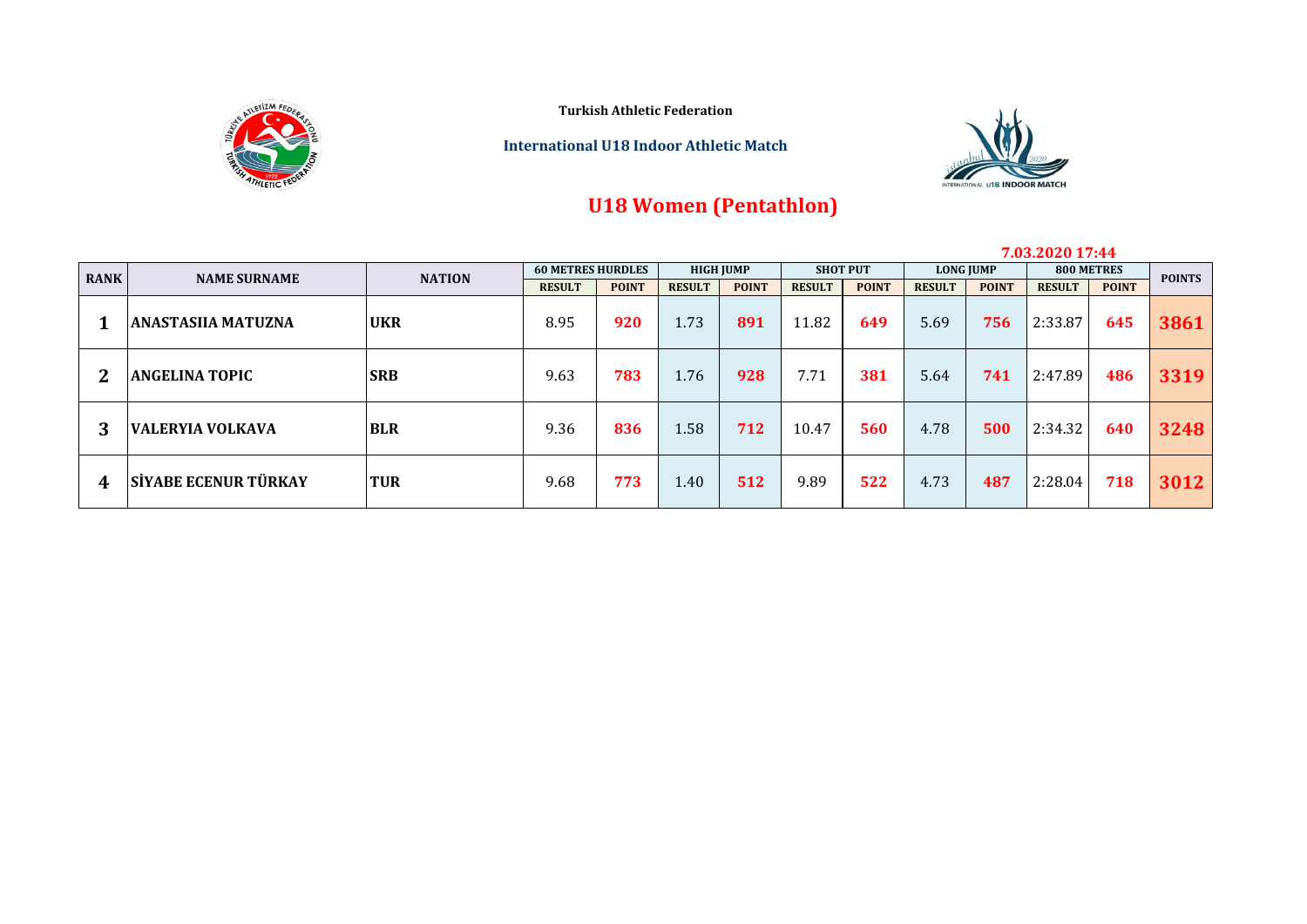Turkish Athletic Federation

International U18 Indoor Athletic Match

## U18 Women (Pentathlon)

7.03.2020 17:44

| RANK | NAME SURNAME | NATION | 60 METRES HURDLES | | HIGH JUMP | | SHOT PUT | | LONG JUMP | | 800 METRES | | POINTS |
|---|---|---|---|---|---|---|---|---|---|---|---|---|---|
| | | | RESULT | POINT | RESULT | POINT | RESULT | POINT | RESULT | POINT | RESULT | POINT | |
| 1 | ANASTASIIA MATUZNA | UKR | 8.95 | 920 | 1.73 | 891 | 11.82 | 649 | 5.69 | 756 | 2:33.87 | 645 | 3861 |
| 2 | ANGELINA TOPIC | SRB | 9.63 | 783 | 1.76 | 928 | 7.71 | 381 | 5.64 | 741 | 2:47.89 | 486 | 3319 |
| 3 | VALERYIA VOLKAVA | BLR | 9.36 | 836 | 1.58 | 712 | 10.47 | 560 | 4.78 | 500 | 2:34.32 | 640 | 3248 |
| 4 | SİYABE ECENUR TÜRKAY | TUR | 9.68 | 773 | 1.40 | 512 | 9.89 | 522 | 4.73 | 487 | 2:28.04 | 718 | 3012 |